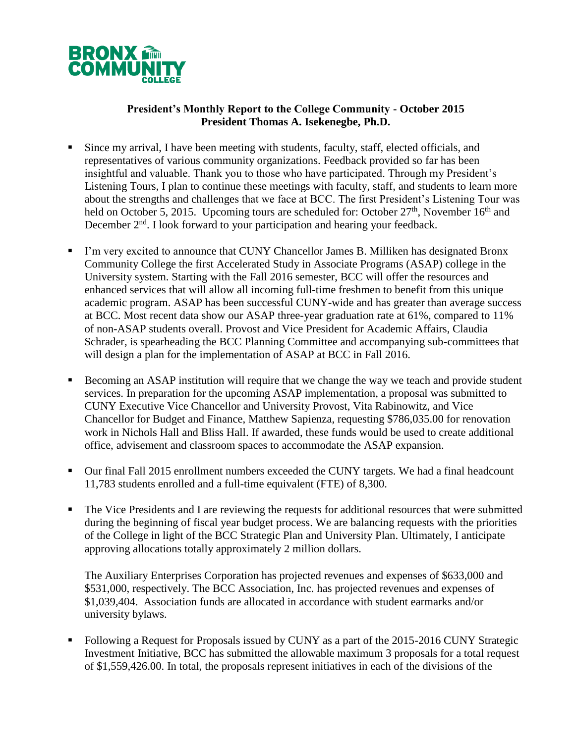**President's Monthly Report to the College Community - October 2015**
**President Thomas A. Isekenegbe, Ph.D.**

- Since my arrival, I have been meeting with students, faculty, staff, elected officials, and representatives of various community organizations. Feedback provided so far has been insightful and valuable. Thank you to those who have participated. Through my President's Listening Tours, I plan to continue these meetings with faculty, staff, and students to learn more about the strengths and challenges that we face at BCC. The first President's Listening Tour was held on October 5, 2015. Upcoming tours are scheduled for: October 27th, November 16th and December 2nd. I look forward to your participation and hearing your feedback.

- I'm very excited to announce that CUNY Chancellor James B. Milliken has designated Bronx Community College the first Accelerated Study in Associate Programs (ASAP) college in the University system. Starting with the Fall 2016 semester, BCC will offer the resources and enhanced services that will allow all incoming full-time freshmen to benefit from this unique academic program. ASAP has been successful CUNY-wide and has greater than average success at BCC. Most recent data show our ASAP three-year graduation rate at 61%, compared to 11% of non-ASAP students overall. Provost and Vice President for Academic Affairs, Claudia Schrader, is spearheading the BCC Planning Committee and accompanying sub-committees that will design a plan for the implementation of ASAP at BCC in Fall 2016.

- Becoming an ASAP institution will require that we change the way we teach and provide student services. In preparation for the upcoming ASAP implementation, a proposal was submitted to CUNY Executive Vice Chancellor and University Provost, Vita Rabinowitz, and Vice Chancellor for Budget and Finance, Matthew Sapienza, requesting $786,035.00 for renovation work in Nichols Hall and Bliss Hall. If awarded, these funds would be used to create additional office, advisement and classroom spaces to accommodate the ASAP expansion.

- Our final Fall 2015 enrollment numbers exceeded the CUNY targets. We had a final headcount 11,783 students enrolled and a full-time equivalent (FTE) of 8,300.

- The Vice Presidents and I are reviewing the requests for additional resources that were submitted during the beginning of fiscal year budget process. We are balancing requests with the priorities of the College in light of the BCC Strategic Plan and University Plan. Ultimately, I anticipate approving allocations totally approximately 2 million dollars.

  The Auxiliary Enterprises Corporation has projected revenues and expenses of $633,000 and $531,000, respectively. The BCC Association, Inc. has projected revenues and expenses of $1,039,404. Association funds are allocated in accordance with student earmarks and/or university bylaws.

- Following a Request for Proposals issued by CUNY as a part of the 2015-2016 CUNY Strategic Investment Initiative, BCC has submitted the allowable maximum 3 proposals for a total request of $1,559,426.00. In total, the proposals represent initiatives in each of the divisions of the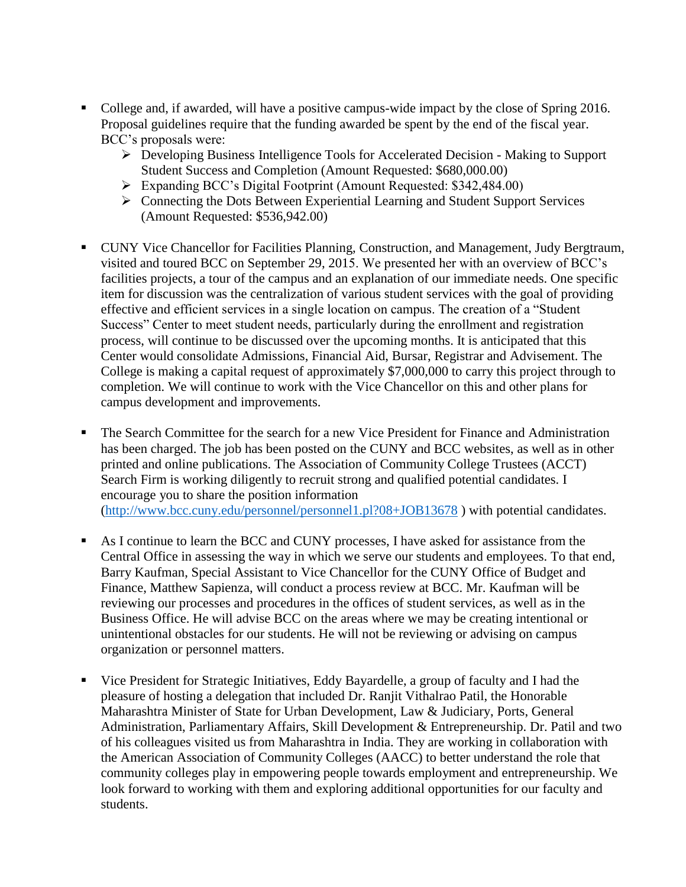- College and, if awarded, will have a positive campus-wide impact by the close of Spring 2016. Proposal guidelines require that the funding awarded be spent by the end of the fiscal year. BCC's proposals were:
  - Developing Business Intelligence Tools for Accelerated Decision - Making to Support Student Success and Completion (Amount Requested: $680,000.00)
  - Expanding BCC's Digital Footprint (Amount Requested: $342,484.00)
  - Connecting the Dots Between Experiential Learning and Student Support Services (Amount Requested: $536,942.00)

- CUNY Vice Chancellor for Facilities Planning, Construction, and Management, Judy Bergtraum, visited and toured BCC on September 29, 2015. We presented her with an overview of BCC's facilities projects, a tour of the campus and an explanation of our immediate needs. One specific item for discussion was the centralization of various student services with the goal of providing effective and efficient services in a single location on campus. The creation of a "Student Success" Center to meet student needs, particularly during the enrollment and registration process, will continue to be discussed over the upcoming months. It is anticipated that this Center would consolidate Admissions, Financial Aid, Bursar, Registrar and Advisement. The College is making a capital request of approximately $7,000,000 to carry this project through to completion. We will continue to work with the Vice Chancellor on this and other plans for campus development and improvements.

- The Search Committee for the search for a new Vice President for Finance and Administration has been charged. The job has been posted on the CUNY and BCC websites, as well as in other printed and online publications. The Association of Community College Trustees (ACCT) Search Firm is working diligently to recruit strong and qualified potential candidates. I encourage you to share the position information (http://www.bcc.cuny.edu/personnel/personnel1.pl?08+JOB13678 ) with potential candidates.

- As I continue to learn the BCC and CUNY processes, I have asked for assistance from the Central Office in assessing the way in which we serve our students and employees. To that end, Barry Kaufman, Special Assistant to Vice Chancellor for the CUNY Office of Budget and Finance, Matthew Sapienza, will conduct a process review at BCC. Mr. Kaufman will be reviewing our processes and procedures in the offices of student services, as well as in the Business Office. He will advise BCC on the areas where we may be creating intentional or unintentional obstacles for our students. He will not be reviewing or advising on campus organization or personnel matters.

- Vice President for Strategic Initiatives, Eddy Bayardelle, a group of faculty and I had the pleasure of hosting a delegation that included Dr. Ranjit Vithalrao Patil, the Honorable Maharashtra Minister of State for Urban Development, Law & Judiciary, Ports, General Administration, Parliamentary Affairs, Skill Development & Entrepreneurship. Dr. Patil and two of his colleagues visited us from Maharashtra in India. They are working in collaboration with the American Association of Community Colleges (AACC) to better understand the role that community colleges play in empowering people towards employment and entrepreneurship. We look forward to working with them and exploring additional opportunities for our faculty and students.